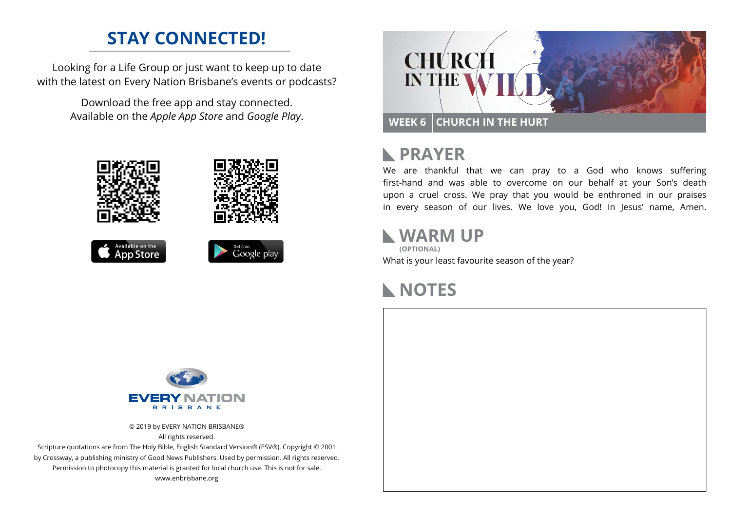## STAY CONNECTED!

Looking for a Life Group or just want to keep up to date with the latest on Every Nation Brisbane's events or podcasts?

Download the free app and stay connected. Available on the *Apple App Store* and *Google Play*.

Available on the App Store

Get it on Google play

EVERY NATION BRISBANE

© 2019 by EVERY NATION BRISBANE®
All rights reserved.
Scripture quotations are from The Holy Bible, English Standard Version® (ESV®), Copyright © 2001 by Crossway, a publishing ministry of Good News Publishers. Used by permission. All rights reserved.
Permission to photocopy this material is granted for local church use. This is not for sale.
www.enbrisbane.org

# CHURCH IN THE WILD

**WEEK 6 | CHURCH IN THE HURT**

## PRAYER

We are thankful that we can pray to a God who knows suffering first-hand and was able to overcome on our behalf at your Son's death upon a cruel cross. We pray that you would be enthroned in our praises in every season of our lives. We love you, God! In Jesus' name, Amen.

## WARM UP

**(OPTIONAL)**

What is your least favourite season of the year?

## NOTES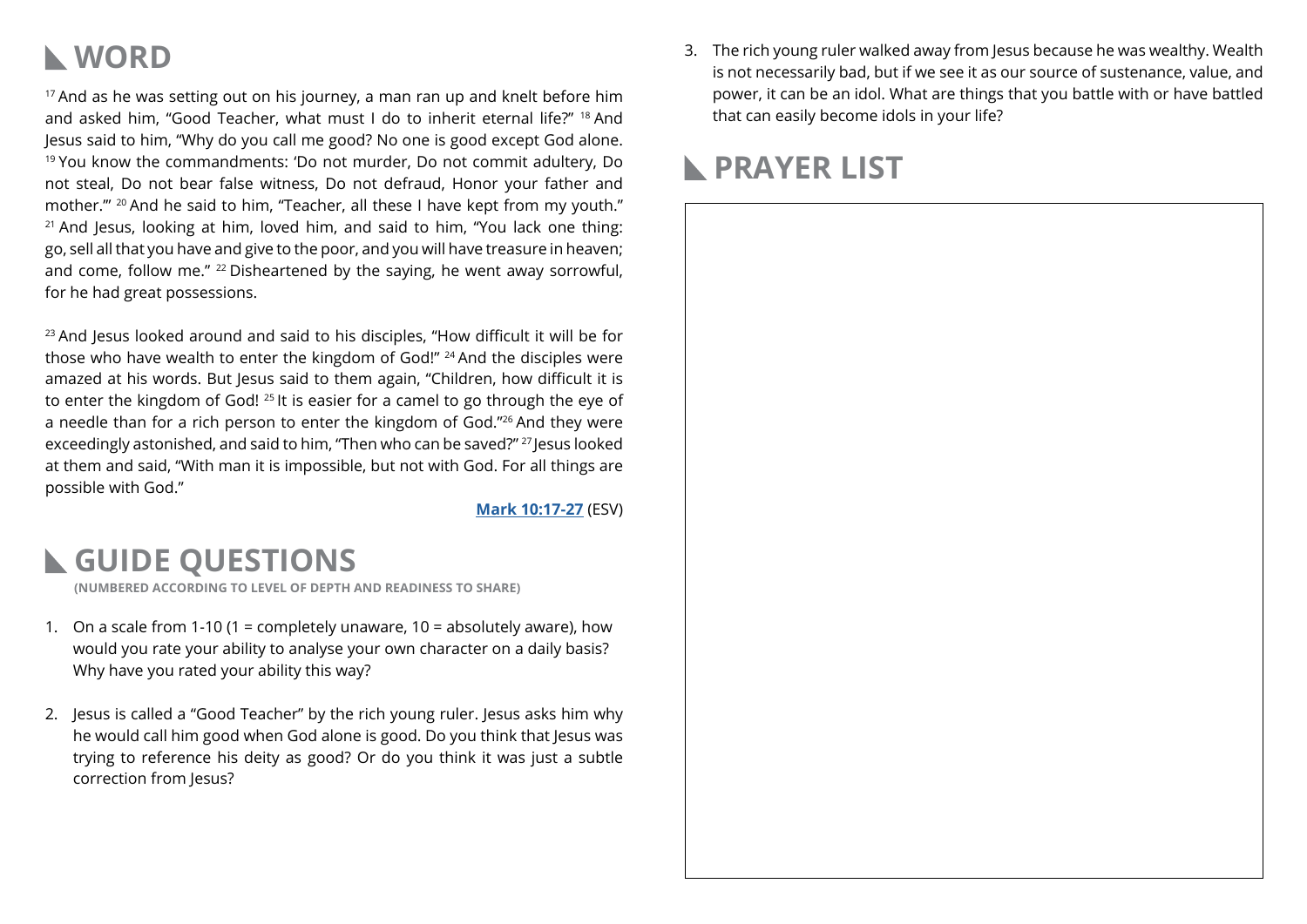## WORD

[17] And as he was setting out on his journey, a man ran up and knelt before him and asked him, "Good Teacher, what must I do to inherit eternal life?" [18] And Jesus said to him, "Why do you call me good? No one is good except God alone. [19] You know the commandments: 'Do not murder, Do not commit adultery, Do not steal, Do not bear false witness, Do not defraud, Honor your father and mother.'" [20] And he said to him, "Teacher, all these I have kept from my youth." [21] And Jesus, looking at him, loved him, and said to him, "You lack one thing: go, sell all that you have and give to the poor, and you will have treasure in heaven; and come, follow me." [22] Disheartened by the saying, he went away sorrowful, for he had great possessions.

[23] And Jesus looked around and said to his disciples, "How difficult it will be for those who have wealth to enter the kingdom of God!" [24] And the disciples were amazed at his words. But Jesus said to them again, "Children, how difficult it is to enter the kingdom of God! [25] It is easier for a camel to go through the eye of a needle than for a rich person to enter the kingdom of God."[26] And they were exceedingly astonished, and said to him, "Then who can be saved?" [27] Jesus looked at them and said, "With man it is impossible, but not with God. For all things are possible with God."

**Mark 10:17-27** (ESV)

## GUIDE QUESTIONS

**(NUMBERED ACCORDING TO LEVEL OF DEPTH AND READINESS TO SHARE)**

1. On a scale from 1-10 (1 = completely unaware, 10 = absolutely aware), how would you rate your ability to analyse your own character on a daily basis? Why have you rated your ability this way?

2. Jesus is called a "Good Teacher" by the rich young ruler. Jesus asks him why he would call him good when God alone is good. Do you think that Jesus was trying to reference his deity as good? Or do you think it was just a subtle correction from Jesus?

3. The rich young ruler walked away from Jesus because he was wealthy. Wealth is not necessarily bad, but if we see it as our source of sustenance, value, and power, it can be an idol. What are things that you battle with or have battled that can easily become idols in your life?

## PRAYER LIST